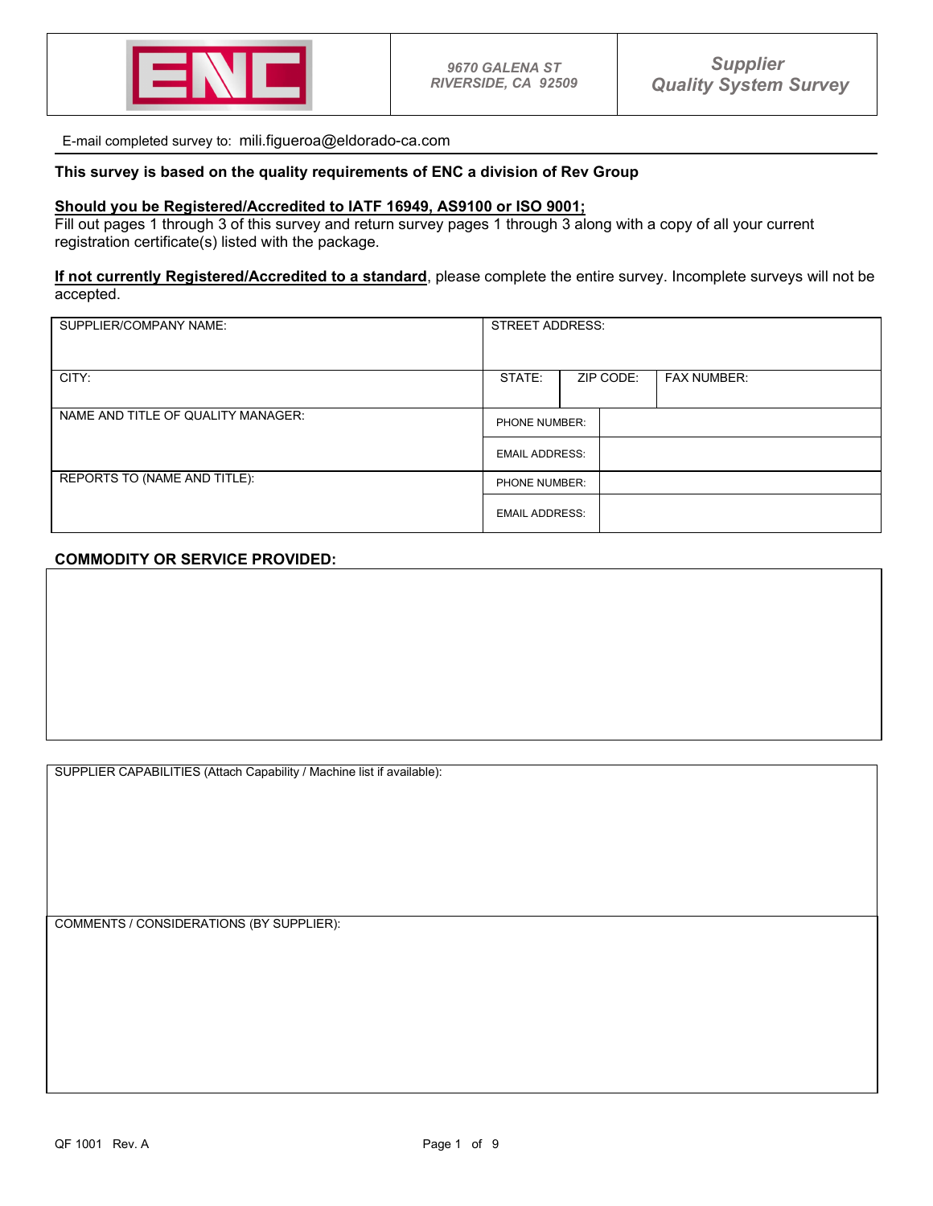| ENC | 9670 GALENA ST<br>RIVERSIDE, CA 92509 | Supplier<br>Quality System Survey |
|---|---|---|

E-mail completed survey to: mili.figueroa@eldorado-ca.com

**This survey is based on the quality requirements of ENC a division of Rev Group**

**Should you be Registered/Accredited to IATF 16949, AS9100 or ISO 9001;**
Fill out pages 1 through 3 of this survey and return survey pages 1 through 3 along with a copy of all your current registration certificate(s) listed with the package.

**If not currently Registered/Accredited to a standard**, please complete the entire survey. Incomplete surveys will not be accepted.

| SUPPLIER/COMPANY NAME: | STREET ADDRESS: | | |
|---|---|---|---|
| CITY: | STATE: | ZIP CODE: | FAX NUMBER: |
| NAME AND TITLE OF QUALITY MANAGER: | PHONE NUMBER: | | |
| | EMAIL ADDRESS: | | |
| REPORTS TO (NAME AND TITLE): | PHONE NUMBER: | | |
| | EMAIL ADDRESS: | | |

**COMMODITY OR SERVICE PROVIDED:**

SUPPLIER CAPABILITIES (Attach Capability / Machine list if available):

COMMENTS / CONSIDERATIONS (BY SUPPLIER):

QF 1001 Rev. A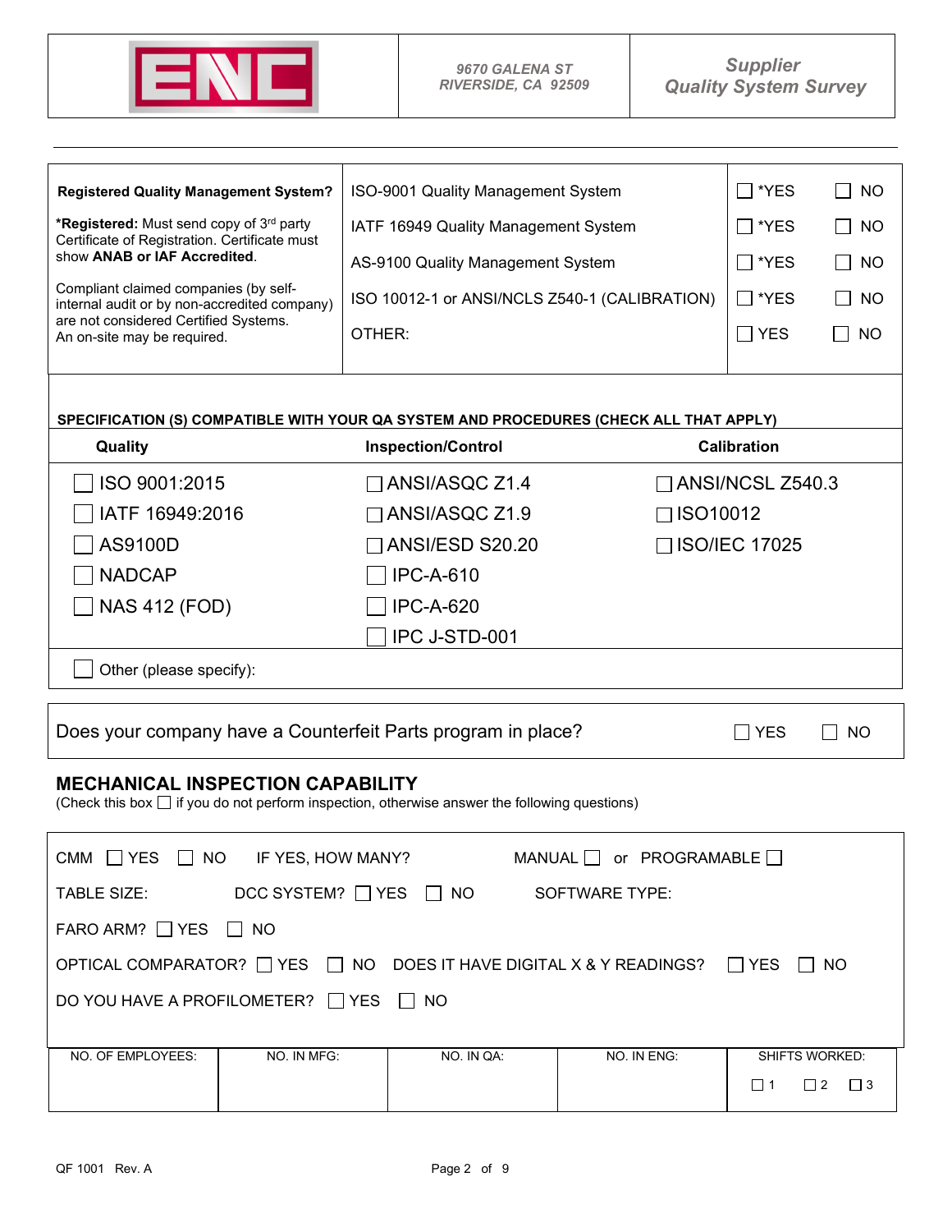| ENC | 9670 GALENA ST<br>RIVERSIDE, CA 92509 | Supplier<br>Quality System Survey |
|---|---|---|

| **Registered Quality Management System?** | ISO-9001 Quality Management System | ☐ *YES ☐ NO |
|---|---|---|
| ***Registered:** Must send copy of 3rd party Certificate of Registration. Certificate must show **ANAB or IAF Accredited**. | IATF 16949 Quality Management System | ☐ *YES ☐ NO |
| | AS-9100 Quality Management System | ☐ *YES ☐ NO |
| Compliant claimed companies (by self-internal audit or by non-accredited company) are not considered Certified Systems. An on-site may be required. | ISO 10012-1 or ANSI/NCLS Z540-1 (CALIBRATION) | ☐ *YES ☐ NO |
| | OTHER: | ☐ YES ☐ NO |

**SPECIFICATION (S) COMPATIBLE WITH YOUR QA SYSTEM AND PROCEDURES (CHECK ALL THAT APPLY)**

| Quality | Inspection/Control | Calibration |
|---|---|---|
| ☐ ISO 9001:2015 | ☐ ANSI/ASQC Z1.4 | ☐ ANSI/NCSL Z540.3 |
| ☐ IATF 16949:2016 | ☐ ANSI/ASQC Z1.9 | ☐ ISO10012 |
| ☐ AS9100D | ☐ ANSI/ESD S20.20 | ☐ ISO/IEC 17025 |
| ☐ NADCAP | ☐ IPC-A-610 | |
| ☐ NAS 412 (FOD) | ☐ IPC-A-620 | |
| | ☐ IPC J-STD-001 | |

☐ Other (please specify):

Does your company have a Counterfeit Parts program in place? ☐ YES ☐ NO

## MECHANICAL INSPECTION CAPABILITY

(Check this box ☐ if you do not perform inspection, otherwise answer the following questions)

CMM ☐ YES ☐ NO IF YES, HOW MANY? MANUAL ☐ or PROGRAMABLE ☐

TABLE SIZE: DCC SYSTEM? ☐ YES ☐ NO SOFTWARE TYPE:

FARO ARM? ☐ YES ☐ NO

OPTICAL COMPARATOR? ☐ YES ☐ NO DOES IT HAVE DIGITAL X & Y READINGS? ☐ YES ☐ NO

DO YOU HAVE A PROFILOMETER? ☐ YES ☐ NO

| NO. OF EMPLOYEES: | NO. IN MFG: | NO. IN QA: | NO. IN ENG: | SHIFTS WORKED: |
|---|---|---|---|---|
| | | | | ☐ 1 ☐ 2 ☐ 3 |

QF 1001 Rev. A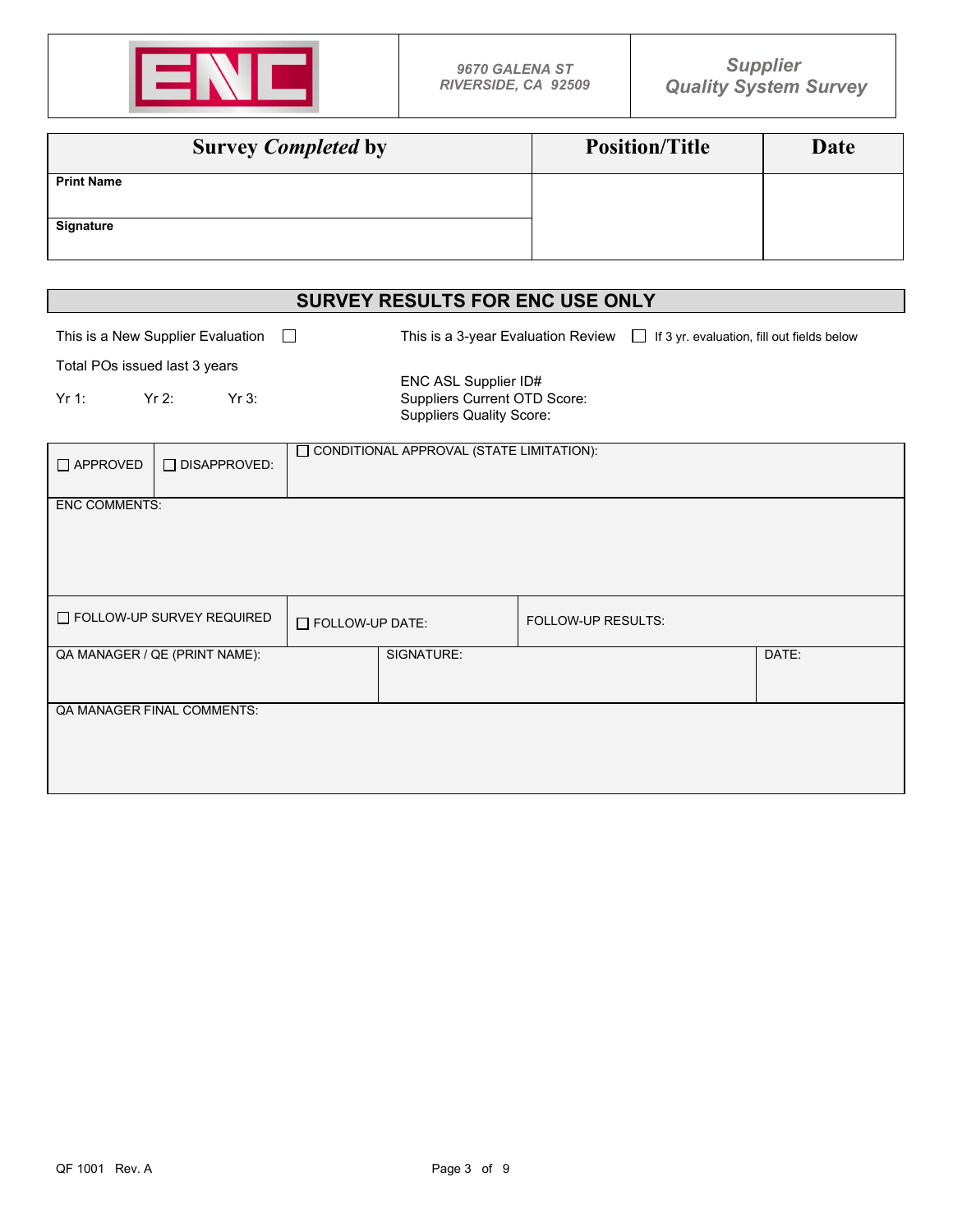| ENC | 9670 GALENA ST<br>RIVERSIDE, CA 92509 | Supplier<br>Quality System Survey |
|---|---|---|

| Survey *Completed* by | Position/Title | Date |
|---|---|---|
| **Print Name** | | |
| **Signature** | | |

## SURVEY RESULTS FOR ENC USE ONLY

This is a New Supplier Evaluation ☐

This is a 3-year Evaluation Review ☐ If 3 yr. evaluation, fill out fields below

Total POs issued last 3 years

Yr 1: Yr 2: Yr 3:

ENC ASL Supplier ID#
Suppliers Current OTD Score:
Suppliers Quality Score:

| ☐ APPROVED | ☐ DISAPPROVED: | ☐ CONDITIONAL APPROVAL (STATE LIMITATION): |
|---|---|---|
| ENC COMMENTS: | | |
| ☐ FOLLOW-UP SURVEY REQUIRED | ☐ FOLLOW-UP DATE: | FOLLOW-UP RESULTS: |

| QA MANAGER / QE (PRINT NAME): | SIGNATURE: | DATE: |
|---|---|---|
| QA MANAGER FINAL COMMENTS: | | |

QF 1001 Rev. A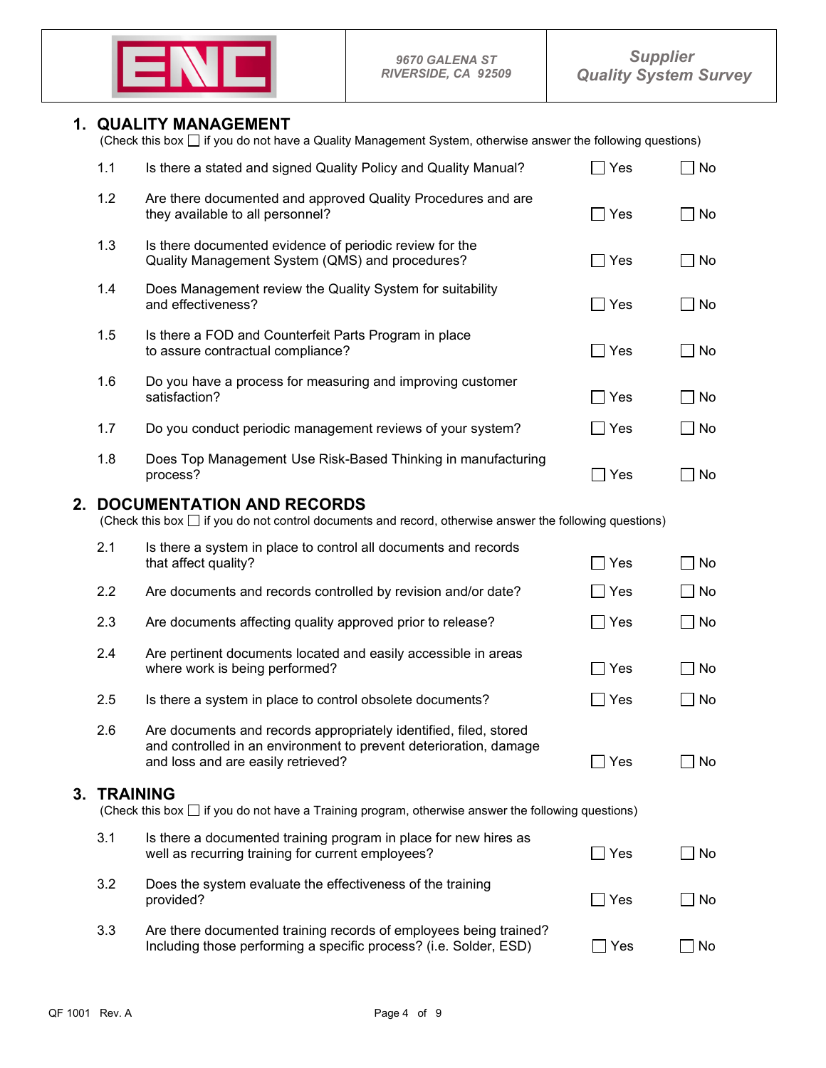| ENC | 9670 GALENA ST<br>RIVERSIDE, CA 92509 | Supplier<br>Quality System Survey |
|---|---|---|

## 1. QUALITY MANAGEMENT

(Check this box ☐ if you do not have a Quality Management System, otherwise answer the following questions)

| | | | |
|---|---|---|---|
| 1.1 | Is there a stated and signed Quality Policy and Quality Manual? | ☐ Yes | ☐ No |
| 1.2 | Are there documented and approved Quality Procedures and are they available to all personnel? | ☐ Yes | ☐ No |
| 1.3 | Is there documented evidence of periodic review for the Quality Management System (QMS) and procedures? | ☐ Yes | ☐ No |
| 1.4 | Does Management review the Quality System for suitability and effectiveness? | ☐ Yes | ☐ No |
| 1.5 | Is there a FOD and Counterfeit Parts Program in place to assure contractual compliance? | ☐ Yes | ☐ No |
| 1.6 | Do you have a process for measuring and improving customer satisfaction? | ☐ Yes | ☐ No |
| 1.7 | Do you conduct periodic management reviews of your system? | ☐ Yes | ☐ No |
| 1.8 | Does Top Management Use Risk-Based Thinking in manufacturing process? | ☐ Yes | ☐ No |

## 2. DOCUMENTATION AND RECORDS

(Check this box ☐ if you do not control documents and record, otherwise answer the following questions)

| | | | |
|---|---|---|---|
| 2.1 | Is there a system in place to control all documents and records that affect quality? | ☐ Yes | ☐ No |
| 2.2 | Are documents and records controlled by revision and/or date? | ☐ Yes | ☐ No |
| 2.3 | Are documents affecting quality approved prior to release? | ☐ Yes | ☐ No |
| 2.4 | Are pertinent documents located and easily accessible in areas where work is being performed? | ☐ Yes | ☐ No |
| 2.5 | Is there a system in place to control obsolete documents? | ☐ Yes | ☐ No |
| 2.6 | Are documents and records appropriately identified, filed, stored and controlled in an environment to prevent deterioration, damage and loss and are easily retrieved? | ☐ Yes | ☐ No |

## 3. TRAINING

(Check this box ☐ if you do not have a Training program, otherwise answer the following questions)

| | | | |
|---|---|---|---|
| 3.1 | Is there a documented training program in place for new hires as well as recurring training for current employees? | ☐ Yes | ☐ No |
| 3.2 | Does the system evaluate the effectiveness of the training provided? | ☐ Yes | ☐ No |
| 3.3 | Are there documented training records of employees being trained? Including those performing a specific process? (i.e. Solder, ESD) | ☐ Yes | ☐ No |

QF 1001 Rev. A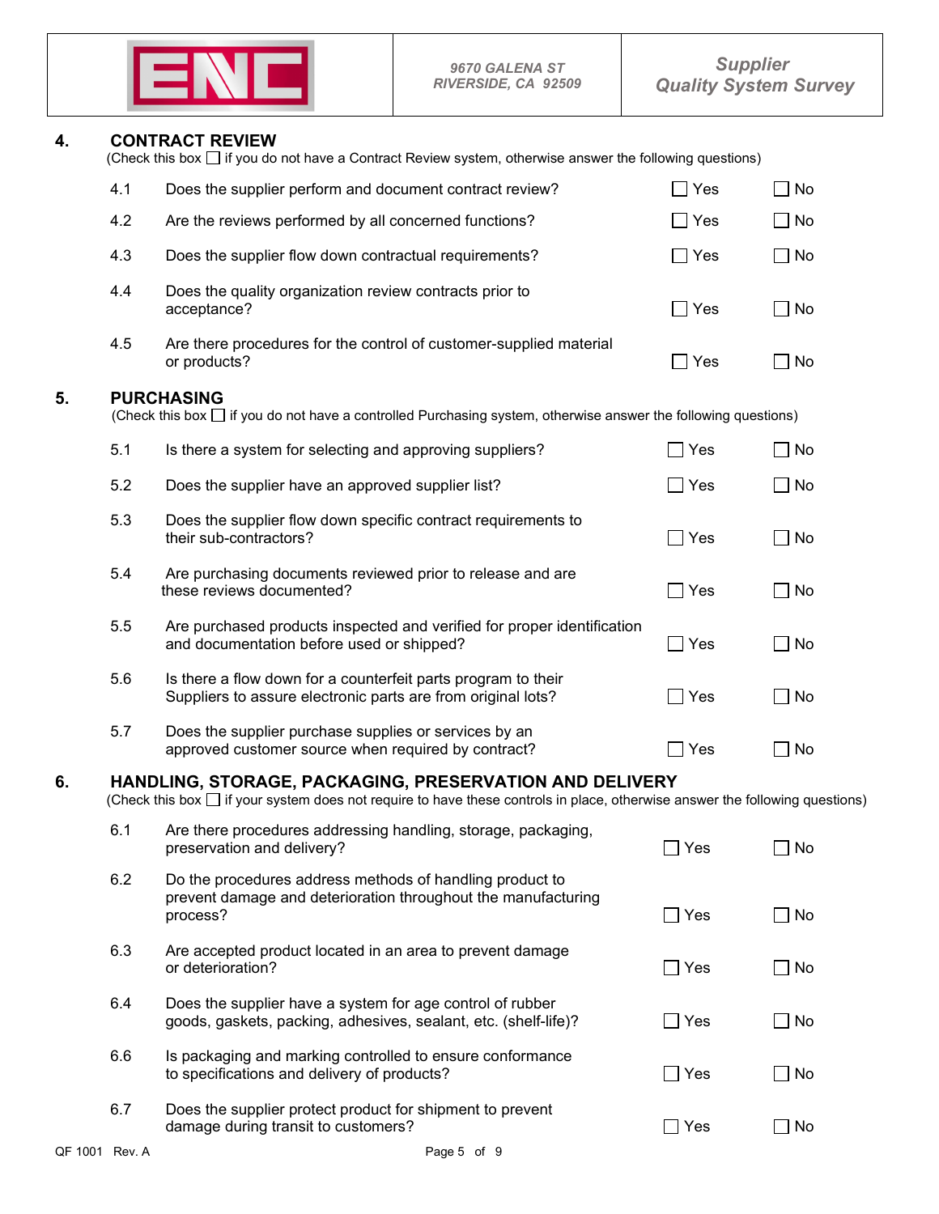## 4. CONTRACT REVIEW

(Check this box ☐ if you do not have a Contract Review system, otherwise answer the following questions)

| | | | |
|---|---|---|---|
| 4.1 | Does the supplier perform and document contract review? | ☐ Yes | ☐ No |
| 4.2 | Are the reviews performed by all concerned functions? | ☐ Yes | ☐ No |
| 4.3 | Does the supplier flow down contractual requirements? | ☐ Yes | ☐ No |
| 4.4 | Does the quality organization review contracts prior to acceptance? | ☐ Yes | ☐ No |
| 4.5 | Are there procedures for the control of customer-supplied material or products? | ☐ Yes | ☐ No |

## 5. PURCHASING

(Check this box ☐ if you do not have a controlled Purchasing system, otherwise answer the following questions)

| | | | |
|---|---|---|---|
| 5.1 | Is there a system for selecting and approving suppliers? | ☐ Yes | ☐ No |
| 5.2 | Does the supplier have an approved supplier list? | ☐ Yes | ☐ No |
| 5.3 | Does the supplier flow down specific contract requirements to their sub-contractors? | ☐ Yes | ☐ No |
| 5.4 | Are purchasing documents reviewed prior to release and are these reviews documented? | ☐ Yes | ☐ No |
| 5.5 | Are purchased products inspected and verified for proper identification and documentation before used or shipped? | ☐ Yes | ☐ No |
| 5.6 | Is there a flow down for a counterfeit parts program to their Suppliers to assure electronic parts are from original lots? | ☐ Yes | ☐ No |
| 5.7 | Does the supplier purchase supplies or services by an approved customer source when required by contract? | ☐ Yes | ☐ No |

## 6. HANDLING, STORAGE, PACKAGING, PRESERVATION AND DELIVERY

(Check this box ☐ if your system does not require to have these controls in place, otherwise answer the following questions)

| | | | |
|---|---|---|---|
| 6.1 | Are there procedures addressing handling, storage, packaging, preservation and delivery? | ☐ Yes | ☐ No |
| 6.2 | Do the procedures address methods of handling product to prevent damage and deterioration throughout the manufacturing process? | ☐ Yes | ☐ No |
| 6.3 | Are accepted product located in an area to prevent damage or deterioration? | ☐ Yes | ☐ No |
| 6.4 | Does the supplier have a system for age control of rubber goods, gaskets, packing, adhesives, sealant, etc. (shelf-life)? | ☐ Yes | ☐ No |
| 6.6 | Is packaging and marking controlled to ensure conformance to specifications and delivery of products? | ☐ Yes | ☐ No |
| 6.7 | Does the supplier protect product for shipment to prevent damage during transit to customers? | ☐ Yes | ☐ No |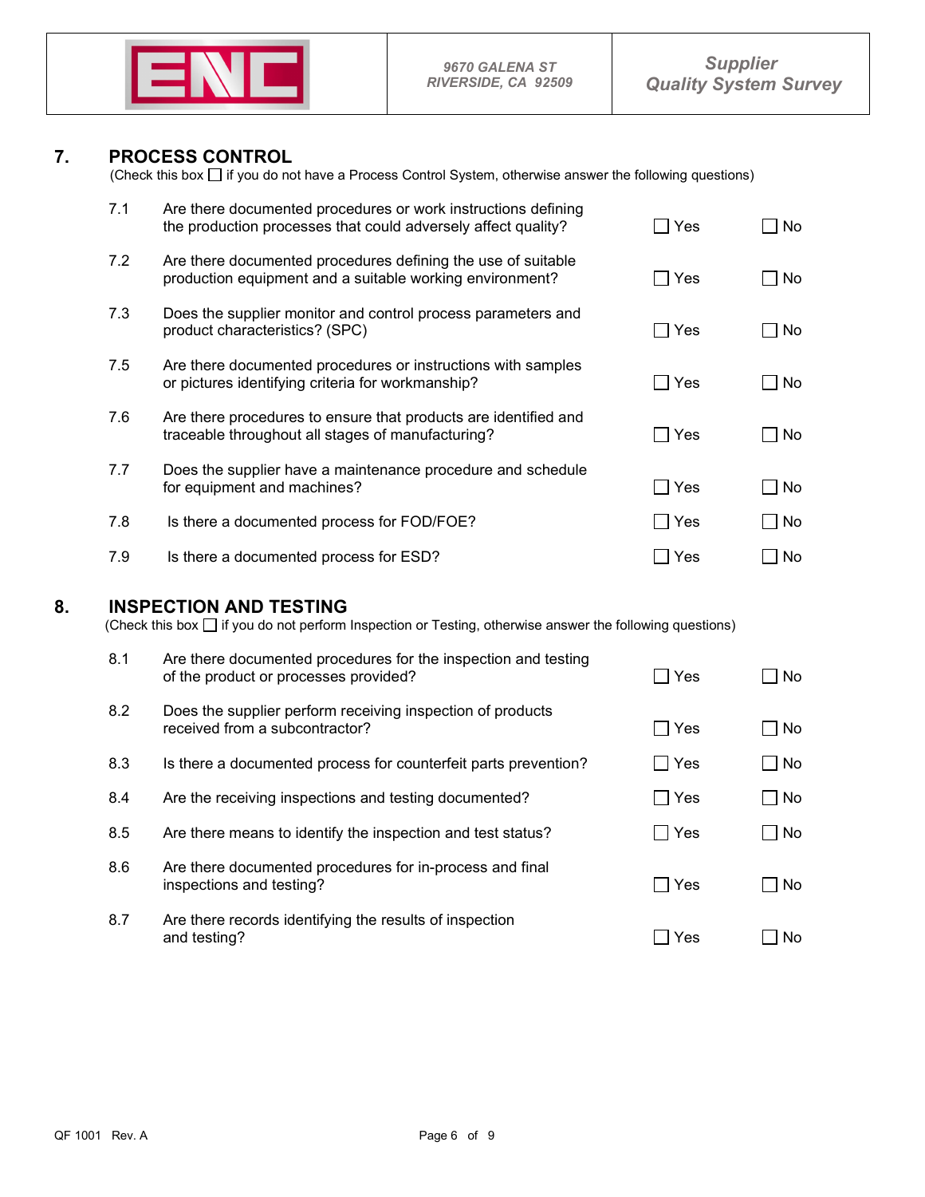## 7. PROCESS CONTROL

(Check this box ☐ if you do not have a Process Control System, otherwise answer the following questions)

| | | | |
|---|---|---|---|
| 7.1 | Are there documented procedures or work instructions defining the production processes that could adversely affect quality? | ☐ Yes | ☐ No |
| 7.2 | Are there documented procedures defining the use of suitable production equipment and a suitable working environment? | ☐ Yes | ☐ No |
| 7.3 | Does the supplier monitor and control process parameters and product characteristics? (SPC) | ☐ Yes | ☐ No |
| 7.5 | Are there documented procedures or instructions with samples or pictures identifying criteria for workmanship? | ☐ Yes | ☐ No |
| 7.6 | Are there procedures to ensure that products are identified and traceable throughout all stages of manufacturing? | ☐ Yes | ☐ No |
| 7.7 | Does the supplier have a maintenance procedure and schedule for equipment and machines? | ☐ Yes | ☐ No |
| 7.8 | Is there a documented process for FOD/FOE? | ☐ Yes | ☐ No |
| 7.9 | Is there a documented process for ESD? | ☐ Yes | ☐ No |

## 8. INSPECTION AND TESTING

(Check this box ☐ if you do not perform Inspection or Testing, otherwise answer the following questions)

| | | | |
|---|---|---|---|
| 8.1 | Are there documented procedures for the inspection and testing of the product or processes provided? | ☐ Yes | ☐ No |
| 8.2 | Does the supplier perform receiving inspection of products received from a subcontractor? | ☐ Yes | ☐ No |
| 8.3 | Is there a documented process for counterfeit parts prevention? | ☐ Yes | ☐ No |
| 8.4 | Are the receiving inspections and testing documented? | ☐ Yes | ☐ No |
| 8.5 | Are there means to identify the inspection and test status? | ☐ Yes | ☐ No |
| 8.6 | Are there documented procedures for in-process and final inspections and testing? | ☐ Yes | ☐ No |
| 8.7 | Are there records identifying the results of inspection and testing? | ☐ Yes | ☐ No |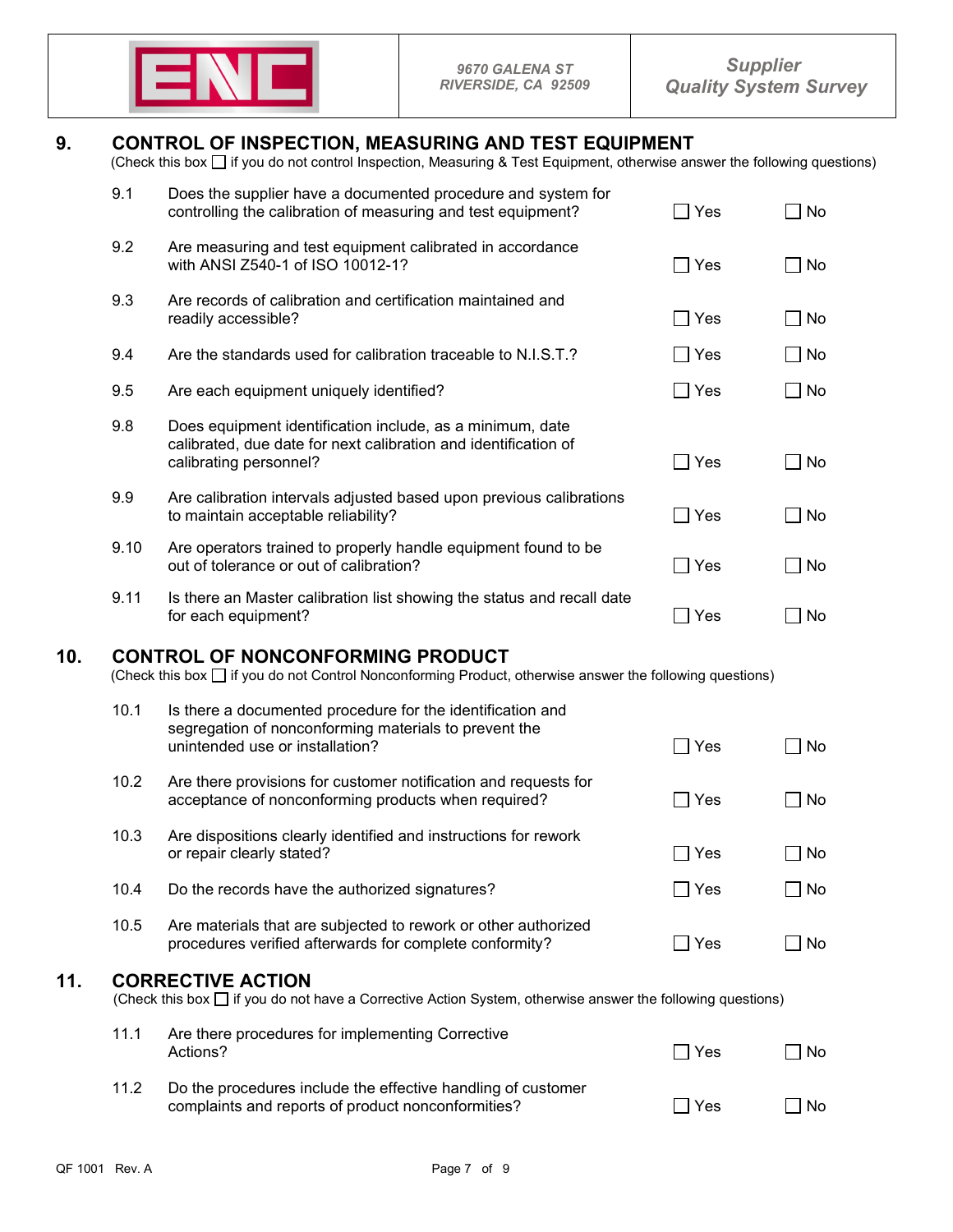## 9. CONTROL OF INSPECTION, MEASURING AND TEST EQUIPMENT

(Check this box ☐ if you do not control Inspection, Measuring & Test Equipment, otherwise answer the following questions)

| | | | |
|---|---|---|---|
| 9.1 | Does the supplier have a documented procedure and system for controlling the calibration of measuring and test equipment? | ☐ Yes | ☐ No |
| 9.2 | Are measuring and test equipment calibrated in accordance with ANSI Z540-1 of ISO 10012-1? | ☐ Yes | ☐ No |
| 9.3 | Are records of calibration and certification maintained and readily accessible? | ☐ Yes | ☐ No |
| 9.4 | Are the standards used for calibration traceable to N.I.S.T.? | ☐ Yes | ☐ No |
| 9.5 | Are each equipment uniquely identified? | ☐ Yes | ☐ No |
| 9.8 | Does equipment identification include, as a minimum, date calibrated, due date for next calibration and identification of calibrating personnel? | ☐ Yes | ☐ No |
| 9.9 | Are calibration intervals adjusted based upon previous calibrations to maintain acceptable reliability? | ☐ Yes | ☐ No |
| 9.10 | Are operators trained to properly handle equipment found to be out of tolerance or out of calibration? | ☐ Yes | ☐ No |
| 9.11 | Is there an Master calibration list showing the status and recall date for each equipment? | ☐ Yes | ☐ No |

## 10. CONTROL OF NONCONFORMING PRODUCT

(Check this box ☐ if you do not Control Nonconforming Product, otherwise answer the following questions)

| | | | |
|---|---|---|---|
| 10.1 | Is there a documented procedure for the identification and segregation of nonconforming materials to prevent the unintended use or installation? | ☐ Yes | ☐ No |
| 10.2 | Are there provisions for customer notification and requests for acceptance of nonconforming products when required? | ☐ Yes | ☐ No |
| 10.3 | Are dispositions clearly identified and instructions for rework or repair clearly stated? | ☐ Yes | ☐ No |
| 10.4 | Do the records have the authorized signatures? | ☐ Yes | ☐ No |
| 10.5 | Are materials that are subjected to rework or other authorized procedures verified afterwards for complete conformity? | ☐ Yes | ☐ No |

## 11. CORRECTIVE ACTION

(Check this box ☐ if you do not have a Corrective Action System, otherwise answer the following questions)

| | | | |
|---|---|---|---|
| 11.1 | Are there procedures for implementing Corrective Actions? | ☐ Yes | ☐ No |
| 11.2 | Do the procedures include the effective handling of customer complaints and reports of product nonconformities? | ☐ Yes | ☐ No |

QF 1001 Rev. A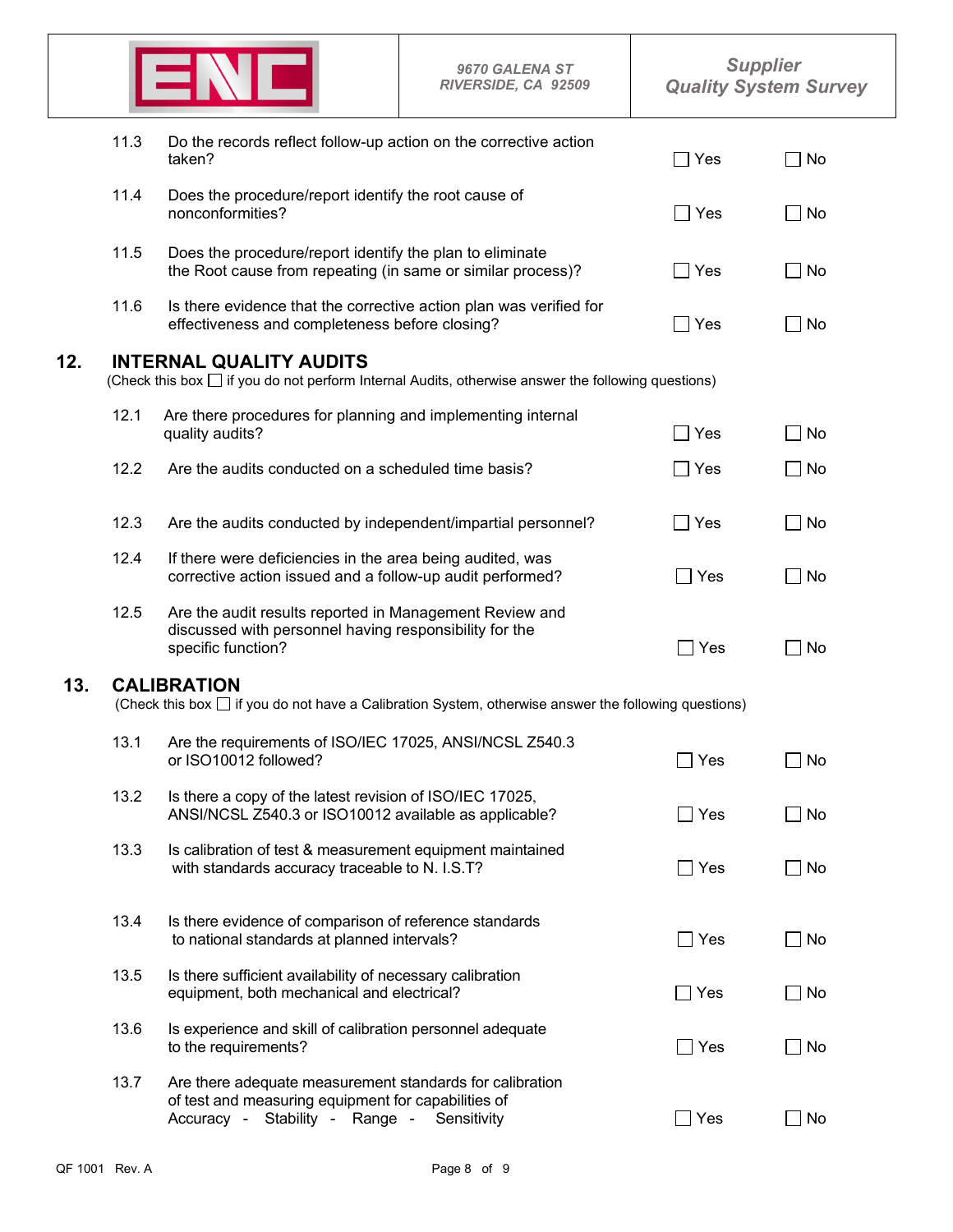| | Question | Yes | No |
|---|---|---|---|
| 11.3 | Do the records reflect follow-up action on the corrective action taken? | ☐ Yes | ☐ No |
| 11.4 | Does the procedure/report identify the root cause of nonconformities? | ☐ Yes | ☐ No |
| 11.5 | Does the procedure/report identify the plan to eliminate the Root cause from repeating (in same or similar process)? | ☐ Yes | ☐ No |
| 11.6 | Is there evidence that the corrective action plan was verified for effectiveness and completeness before closing? | ☐ Yes | ☐ No |

## 12. INTERNAL QUALITY AUDITS

(Check this box ☐ if you do not perform Internal Audits, otherwise answer the following questions)

| | Question | Yes | No |
|---|---|---|---|
| 12.1 | Are there procedures for planning and implementing internal quality audits? | ☐ Yes | ☐ No |
| 12.2 | Are the audits conducted on a scheduled time basis? | ☐ Yes | ☐ No |
| 12.3 | Are the audits conducted by independent/impartial personnel? | ☐ Yes | ☐ No |
| 12.4 | If there were deficiencies in the area being audited, was corrective action issued and a follow-up audit performed? | ☐ Yes | ☐ No |
| 12.5 | Are the audit results reported in Management Review and discussed with personnel having responsibility for the specific function? | ☐ Yes | ☐ No |

## 13. CALIBRATION

(Check this box ☐ if you do not have a Calibration System, otherwise answer the following questions)

| | Question | Yes | No |
|---|---|---|---|
| 13.1 | Are the requirements of ISO/IEC 17025, ANSI/NCSL Z540.3 or ISO10012 followed? | ☐ Yes | ☐ No |
| 13.2 | Is there a copy of the latest revision of ISO/IEC 17025, ANSI/NCSL Z540.3 or ISO10012 available as applicable? | ☐ Yes | ☐ No |
| 13.3 | Is calibration of test & measurement equipment maintained with standards accuracy traceable to N. I.S.T? | ☐ Yes | ☐ No |
| 13.4 | Is there evidence of comparison of reference standards to national standards at planned intervals? | ☐ Yes | ☐ No |
| 13.5 | Is there sufficient availability of necessary calibration equipment, both mechanical and electrical? | ☐ Yes | ☐ No |
| 13.6 | Is experience and skill of calibration personnel adequate to the requirements? | ☐ Yes | ☐ No |
| 13.7 | Are there adequate measurement standards for calibration of test and measuring equipment for capabilities of Accuracy - Stability - Range - Sensitivity | ☐ Yes | ☐ No |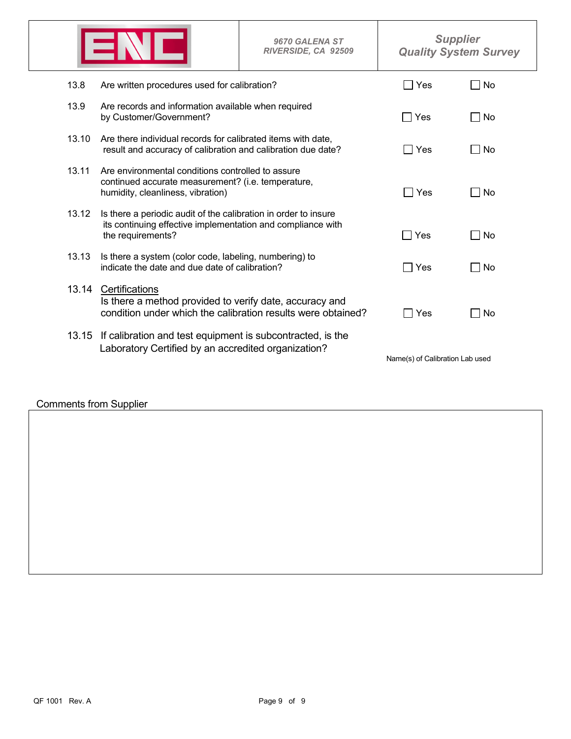| | | |
|---|---|---|
| 13.8 | Are written procedures used for calibration? | ☐ Yes ☐ No |
| 13.9 | Are records and information available when required by Customer/Government? | ☐ Yes ☐ No |
| 13.10 | Are there individual records for calibrated items with date, result and accuracy of calibration and calibration due date? | ☐ Yes ☐ No |
| 13.11 | Are environmental conditions controlled to assure continued accurate measurement? (i.e. temperature, humidity, cleanliness, vibration) | ☐ Yes ☐ No |
| 13.12 | Is there a periodic audit of the calibration in order to insure its continuing effective implementation and compliance with the requirements? | ☐ Yes ☐ No |
| 13.13 | Is there a system (color code, labeling, numbering) to indicate the date and due date of calibration? | ☐ Yes ☐ No |
| 13.14 | Certifications<br>Is there a method provided to verify date, accuracy and condition under which the calibration results were obtained? | ☐ Yes ☐ No |
| 13.15 | If calibration and test equipment is subcontracted, is the Laboratory Certified by an accredited organization? | Name(s) of Calibration Lab used |

Comments from Supplier